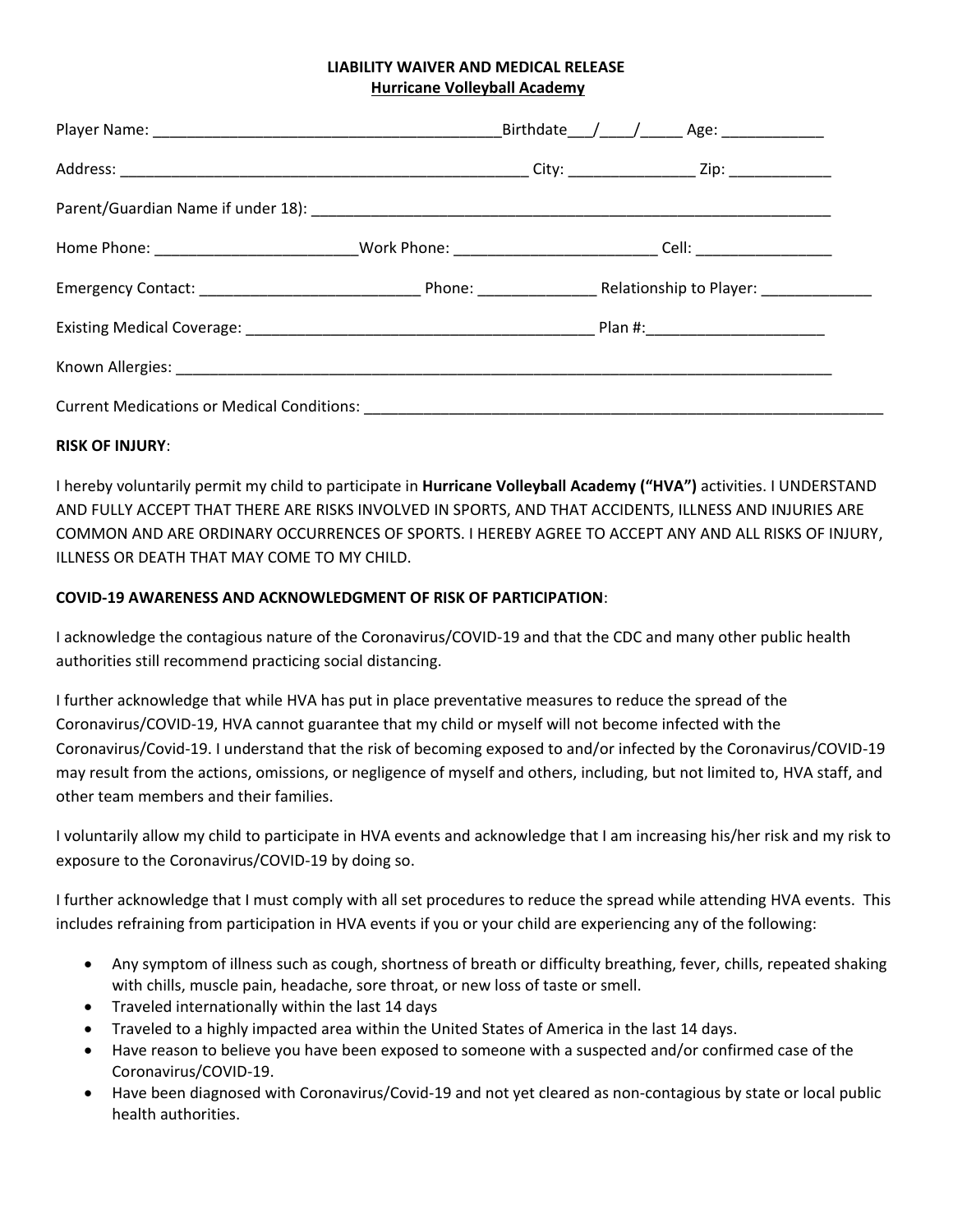**LIABILITY WAIVER AND MEDICAL RELEASE**
**Hurricane Volleyball Academy**

Player Name: _________________________________________Birthdate___/____/_____ Age: ____________

Address: __________________________________________________ City: _______________ Zip: ____________

Parent/Guardian Name if under 18): ______________________________________________________________

Home Phone: ________________________Work Phone: ________________________ Cell: ________________

Emergency Contact: __________________________ Phone: ______________ Relationship to Player: _____________

Existing Medical Coverage: _________________________________________ Plan #:_____________________

Known Allergies: _______________________________________________________________________________

Current Medications or Medical Conditions: _______________________________________________________________

**RISK OF INJURY**:

I hereby voluntarily permit my child to participate in **Hurricane Volleyball Academy ("HVA")** activities. I UNDERSTAND AND FULLY ACCEPT THAT THERE ARE RISKS INVOLVED IN SPORTS, AND THAT ACCIDENTS, ILLNESS AND INJURIES ARE COMMON AND ARE ORDINARY OCCURRENCES OF SPORTS. I HEREBY AGREE TO ACCEPT ANY AND ALL RISKS OF INJURY, ILLNESS OR DEATH THAT MAY COME TO MY CHILD.

**COVID-19 AWARENESS AND ACKNOWLEDGMENT OF RISK OF PARTICIPATION**:

I acknowledge the contagious nature of the Coronavirus/COVID-19 and that the CDC and many other public health authorities still recommend practicing social distancing.

I further acknowledge that while HVA has put in place preventative measures to reduce the spread of the Coronavirus/COVID-19, HVA cannot guarantee that my child or myself will not become infected with the Coronavirus/Covid-19. I understand that the risk of becoming exposed to and/or infected by the Coronavirus/COVID-19 may result from the actions, omissions, or negligence of myself and others, including, but not limited to, HVA staff, and other team members and their families.

I voluntarily allow my child to participate in HVA events and acknowledge that I am increasing his/her risk and my risk to exposure to the Coronavirus/COVID-19 by doing so.

I further acknowledge that I must comply with all set procedures to reduce the spread while attending HVA events. This includes refraining from participation in HVA events if you or your child are experiencing any of the following:

- Any symptom of illness such as cough, shortness of breath or difficulty breathing, fever, chills, repeated shaking with chills, muscle pain, headache, sore throat, or new loss of taste or smell.
- Traveled internationally within the last 14 days
- Traveled to a highly impacted area within the United States of America in the last 14 days.
- Have reason to believe you have been exposed to someone with a suspected and/or confirmed case of the Coronavirus/COVID-19.
- Have been diagnosed with Coronavirus/Covid-19 and not yet cleared as non-contagious by state or local public health authorities.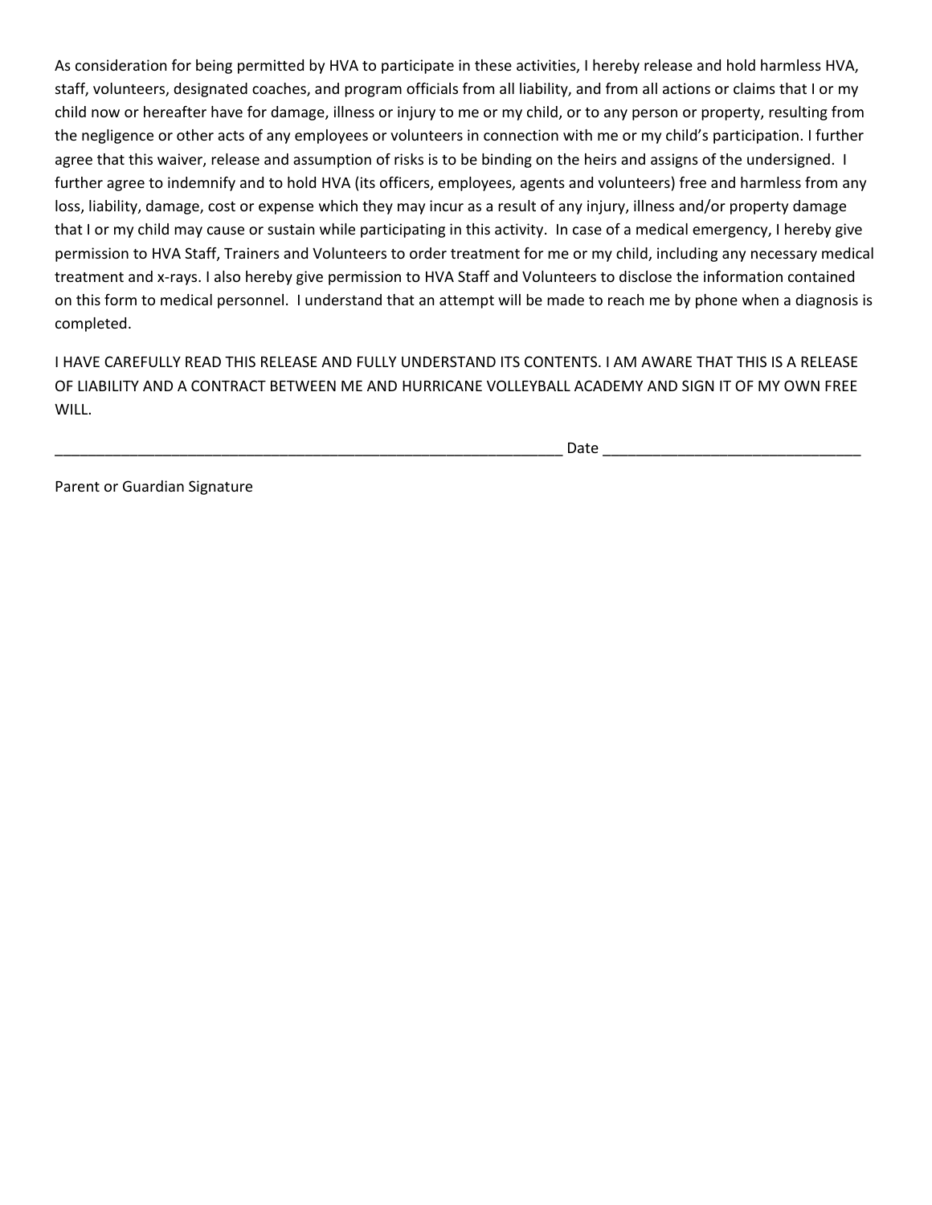As consideration for being permitted by HVA to participate in these activities, I hereby release and hold harmless HVA, staff, volunteers, designated coaches, and program officials from all liability, and from all actions or claims that I or my child now or hereafter have for damage, illness or injury to me or my child, or to any person or property, resulting from the negligence or other acts of any employees or volunteers in connection with me or my child's participation. I further agree that this waiver, release and assumption of risks is to be binding on the heirs and assigns of the undersigned. I further agree to indemnify and to hold HVA (its officers, employees, agents and volunteers) free and harmless from any loss, liability, damage, cost or expense which they may incur as a result of any injury, illness and/or property damage that I or my child may cause or sustain while participating in this activity. In case of a medical emergency, I hereby give permission to HVA Staff, Trainers and Volunteers to order treatment for me or my child, including any necessary medical treatment and x-rays. I also hereby give permission to HVA Staff and Volunteers to disclose the information contained on this form to medical personnel. I understand that an attempt will be made to reach me by phone when a diagnosis is completed.

I HAVE CAREFULLY READ THIS RELEASE AND FULLY UNDERSTAND ITS CONTENTS. I AM AWARE THAT THIS IS A RELEASE OF LIABILITY AND A CONTRACT BETWEEN ME AND HURRICANE VOLLEYBALL ACADEMY AND SIGN IT OF MY OWN FREE WILL.

_______________________________________________________________ Date _______________________________

Parent or Guardian Signature